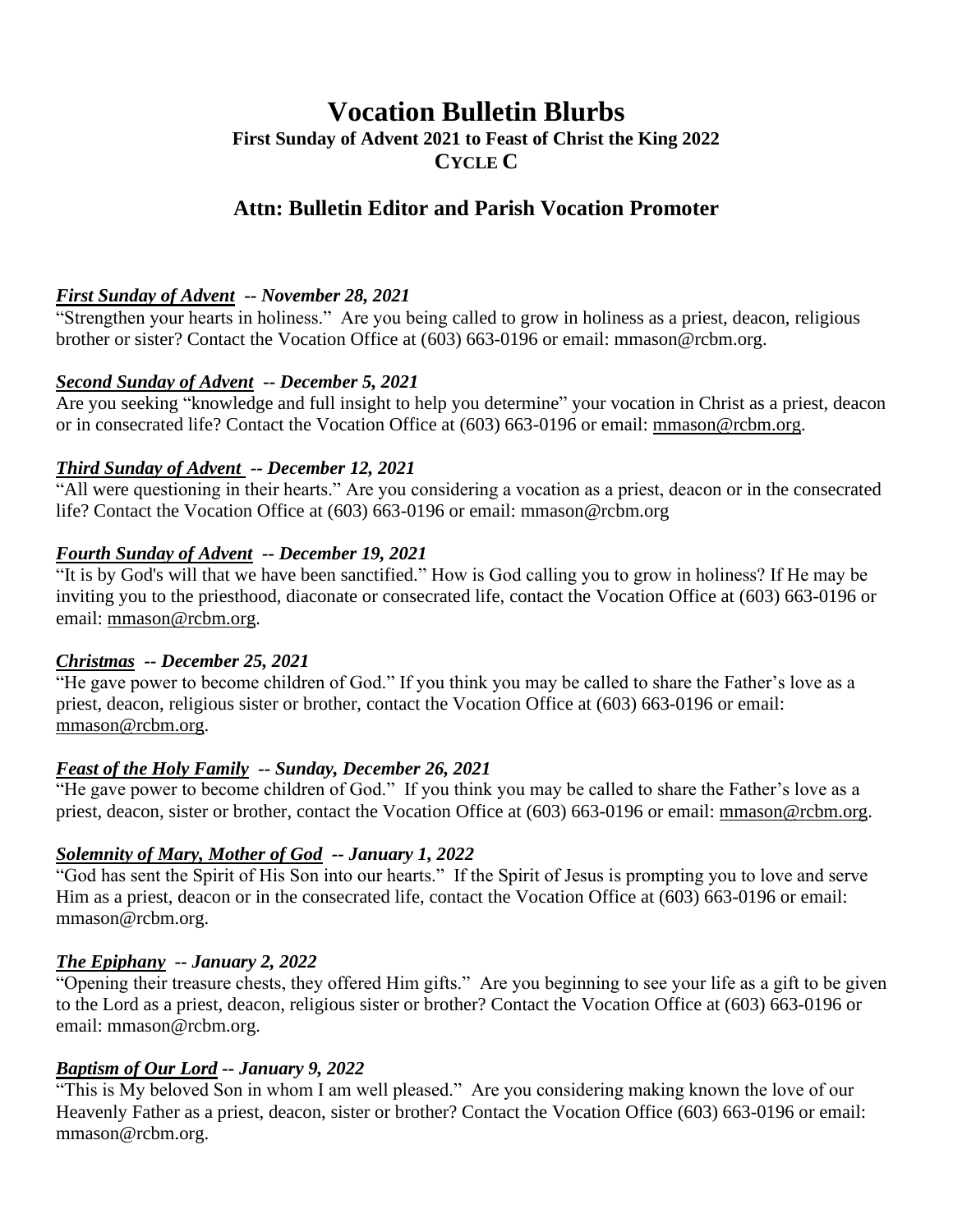# Vocation Bulletin Blurbs

**First Sunday of Advent 2021 to Feast of Christ the King 2022**

**CYCLE C**

## Attn: Bulletin Editor and Parish Vocation Promoter

***First Sunday of Advent -- November 28, 2021***

"Strengthen your hearts in holiness." Are you being called to grow in holiness as a priest, deacon, religious brother or sister? Contact the Vocation Office at (603) 663-0196 or email: mmason@rcbm.org.

***Second Sunday of Advent -- December 5, 2021***

Are you seeking "knowledge and full insight to help you determine" your vocation in Christ as a priest, deacon or in consecrated life? Contact the Vocation Office at (603) 663-0196 or email: mmason@rcbm.org.

***Third Sunday of Advent -- December 12, 2021***

"All were questioning in their hearts." Are you considering a vocation as a priest, deacon or in the consecrated life? Contact the Vocation Office at (603) 663-0196 or email: mmason@rcbm.org

***Fourth Sunday of Advent -- December 19, 2021***

"It is by God's will that we have been sanctified." How is God calling you to grow in holiness? If He may be inviting you to the priesthood, diaconate or consecrated life, contact the Vocation Office at (603) 663-0196 or email: mmason@rcbm.org.

***Christmas -- December 25, 2021***

"He gave power to become children of God." If you think you may be called to share the Father's love as a priest, deacon, religious sister or brother, contact the Vocation Office at (603) 663-0196 or email: mmason@rcbm.org.

***Feast of the Holy Family -- Sunday, December 26, 2021***

"He gave power to become children of God." If you think you may be called to share the Father's love as a priest, deacon, sister or brother, contact the Vocation Office at (603) 663-0196 or email: mmason@rcbm.org.

***Solemnity of Mary, Mother of God -- January 1, 2022***

"God has sent the Spirit of His Son into our hearts." If the Spirit of Jesus is prompting you to love and serve Him as a priest, deacon or in the consecrated life, contact the Vocation Office at (603) 663-0196 or email: mmason@rcbm.org.

***The Epiphany -- January 2, 2022***

"Opening their treasure chests, they offered Him gifts." Are you beginning to see your life as a gift to be given to the Lord as a priest, deacon, religious sister or brother? Contact the Vocation Office at (603) 663-0196 or email: mmason@rcbm.org.

***Baptism of Our Lord -- January 9, 2022***

"This is My beloved Son in whom I am well pleased." Are you considering making known the love of our Heavenly Father as a priest, deacon, sister or brother? Contact the Vocation Office (603) 663-0196 or email: mmason@rcbm.org.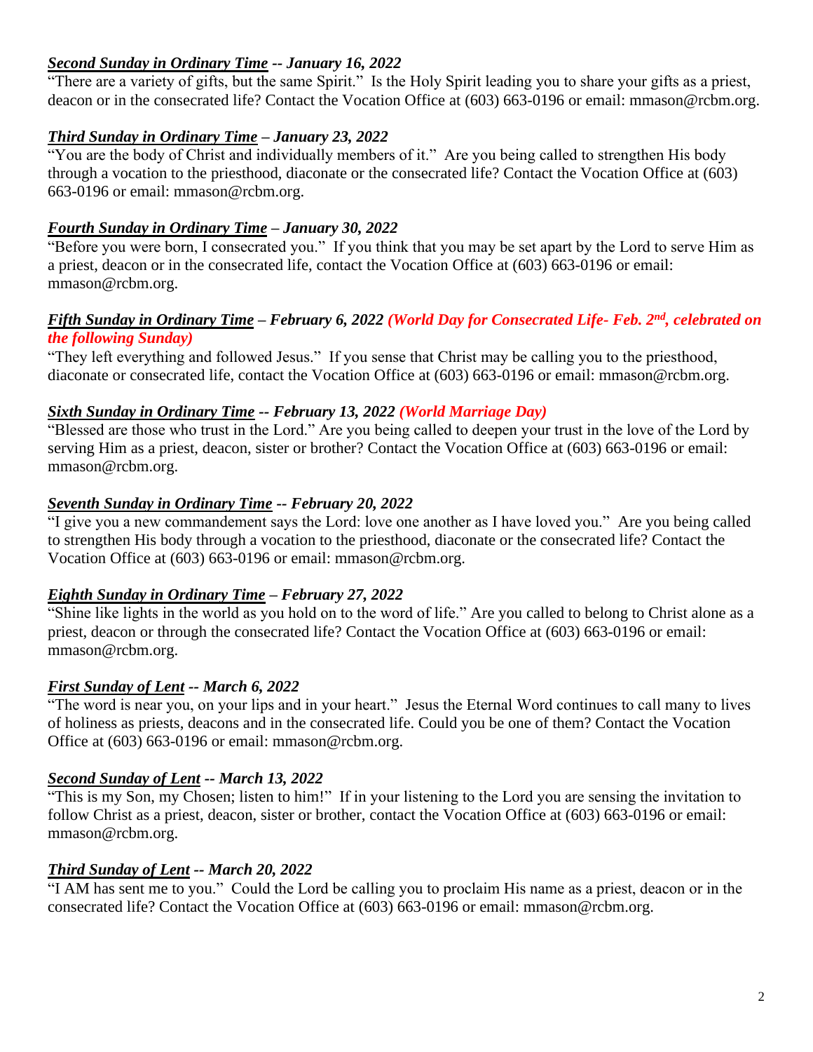***Second Sunday in Ordinary Time** -- January 16, 2022*

"There are a variety of gifts, but the same Spirit." Is the Holy Spirit leading you to share your gifts as a priest, deacon or in the consecrated life? Contact the Vocation Office at (603) 663-0196 or email: mmason@rcbm.org.

***Third Sunday in Ordinary Time** – January 23, 2022*

"You are the body of Christ and individually members of it." Are you being called to strengthen His body through a vocation to the priesthood, diaconate or the consecrated life? Contact the Vocation Office at (603) 663-0196 or email: mmason@rcbm.org.

***Fourth Sunday in Ordinary Time** – January 30, 2022*

"Before you were born, I consecrated you." If you think that you may be set apart by the Lord to serve Him as a priest, deacon or in the consecrated life, contact the Vocation Office at (603) 663-0196 or email: mmason@rcbm.org.

***Fifth Sunday in Ordinary Time** – February 6, 2022 (World Day for Consecrated Life- Feb. 2nd, celebrated on the following Sunday)*

"They left everything and followed Jesus." If you sense that Christ may be calling you to the priesthood, diaconate or consecrated life, contact the Vocation Office at (603) 663-0196 or email: mmason@rcbm.org.

***Sixth Sunday in Ordinary Time** -- February 13, 2022 (World Marriage Day)*

"Blessed are those who trust in the Lord." Are you being called to deepen your trust in the love of the Lord by serving Him as a priest, deacon, sister or brother? Contact the Vocation Office at (603) 663-0196 or email: mmason@rcbm.org.

***Seventh Sunday in Ordinary Time** -- February 20, 2022*

"I give you a new commandement says the Lord: love one another as I have loved you." Are you being called to strengthen His body through a vocation to the priesthood, diaconate or the consecrated life? Contact the Vocation Office at (603) 663-0196 or email: mmason@rcbm.org.

***Eighth Sunday in Ordinary Time** – February 27, 2022*

"Shine like lights in the world as you hold on to the word of life." Are you called to belong to Christ alone as a priest, deacon or through the consecrated life? Contact the Vocation Office at (603) 663-0196 or email: mmason@rcbm.org.

***First Sunday of Lent** -- March 6, 2022*

"The word is near you, on your lips and in your heart." Jesus the Eternal Word continues to call many to lives of holiness as priests, deacons and in the consecrated life. Could you be one of them? Contact the Vocation Office at (603) 663-0196 or email: mmason@rcbm.org.

***Second Sunday of Lent** -- March 13, 2022*

"This is my Son, my Chosen; listen to him!" If in your listening to the Lord you are sensing the invitation to follow Christ as a priest, deacon, sister or brother, contact the Vocation Office at (603) 663-0196 or email: mmason@rcbm.org.

***Third Sunday of Lent** -- March 20, 2022*

"I AM has sent me to you." Could the Lord be calling you to proclaim His name as a priest, deacon or in the consecrated life? Contact the Vocation Office at (603) 663-0196 or email: mmason@rcbm.org.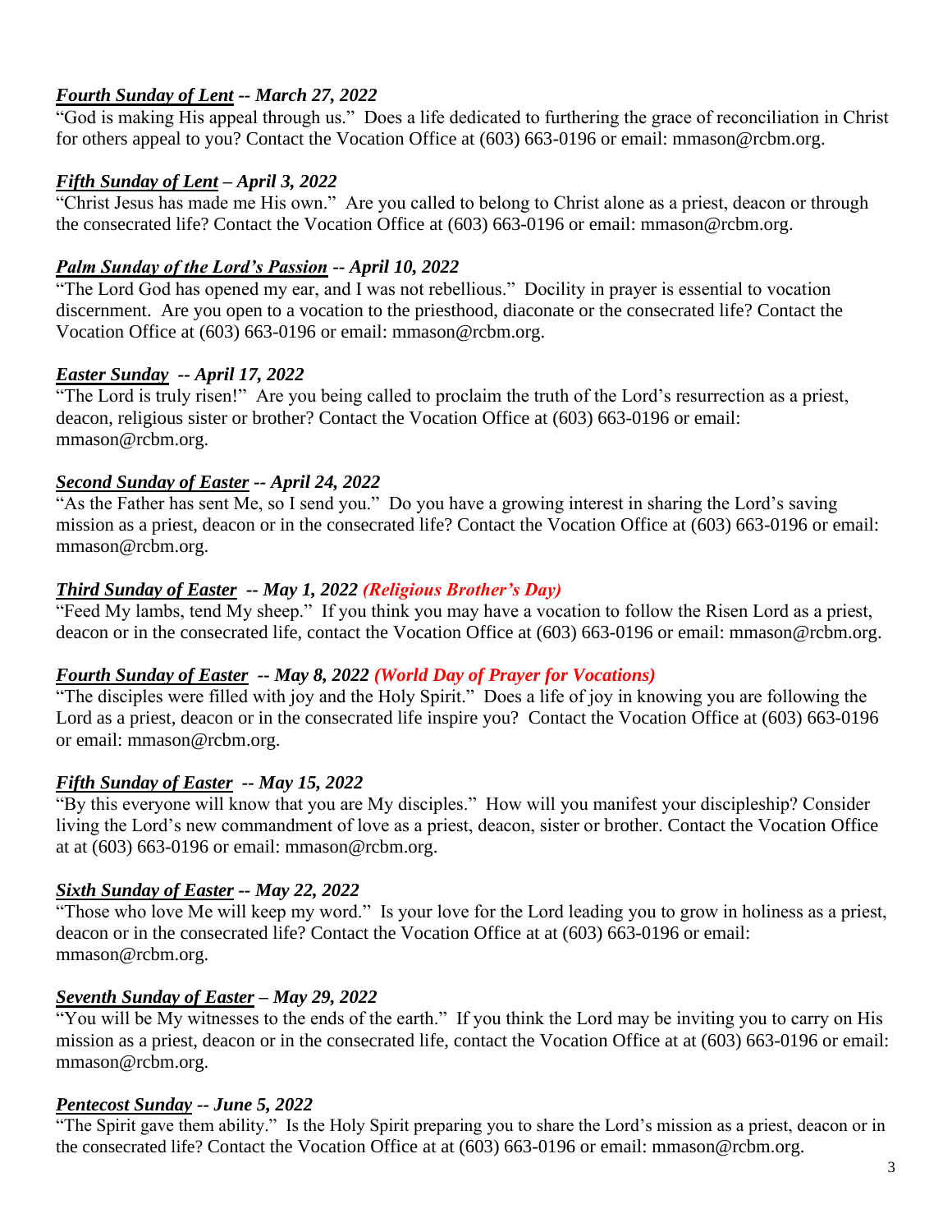***Fourth Sunday of Lent* -- March 27, 2022**

"God is making His appeal through us." Does a life dedicated to furthering the grace of reconciliation in Christ for others appeal to you? Contact the Vocation Office at (603) 663-0196 or email: mmason@rcbm.org.

***Fifth Sunday of Lent* – April 3, 2022**

"Christ Jesus has made me His own." Are you called to belong to Christ alone as a priest, deacon or through the consecrated life? Contact the Vocation Office at (603) 663-0196 or email: mmason@rcbm.org.

***Palm Sunday of the Lord's Passion* -- April 10, 2022**

"The Lord God has opened my ear, and I was not rebellious." Docility in prayer is essential to vocation discernment. Are you open to a vocation to the priesthood, diaconate or the consecrated life? Contact the Vocation Office at (603) 663-0196 or email: mmason@rcbm.org.

***Easter Sunday* -- April 17, 2022**

"The Lord is truly risen!" Are you being called to proclaim the truth of the Lord's resurrection as a priest, deacon, religious sister or brother? Contact the Vocation Office at (603) 663-0196 or email: mmason@rcbm.org.

***Second Sunday of Easter* -- April 24, 2022**

"As the Father has sent Me, so I send you." Do you have a growing interest in sharing the Lord's saving mission as a priest, deacon or in the consecrated life? Contact the Vocation Office at (603) 663-0196 or email: mmason@rcbm.org.

***Third Sunday of Easter* -- May 1, 2022 *(Religious Brother's Day)***

"Feed My lambs, tend My sheep." If you think you may have a vocation to follow the Risen Lord as a priest, deacon or in the consecrated life, contact the Vocation Office at (603) 663-0196 or email: mmason@rcbm.org.

***Fourth Sunday of Easter* -- May 8, 2022 *(World Day of Prayer for Vocations)***

"The disciples were filled with joy and the Holy Spirit." Does a life of joy in knowing you are following the Lord as a priest, deacon or in the consecrated life inspire you? Contact the Vocation Office at (603) 663-0196 or email: mmason@rcbm.org.

***Fifth Sunday of Easter* -- May 15, 2022**

"By this everyone will know that you are My disciples." How will you manifest your discipleship? Consider living the Lord's new commandment of love as a priest, deacon, sister or brother. Contact the Vocation Office at at (603) 663-0196 or email: mmason@rcbm.org.

***Sixth Sunday of Easter* -- May 22, 2022**

"Those who love Me will keep my word." Is your love for the Lord leading you to grow in holiness as a priest, deacon or in the consecrated life? Contact the Vocation Office at at (603) 663-0196 or email: mmason@rcbm.org.

***Seventh Sunday of Easter* – May 29, 2022**

"You will be My witnesses to the ends of the earth." If you think the Lord may be inviting you to carry on His mission as a priest, deacon or in the consecrated life, contact the Vocation Office at at (603) 663-0196 or email: mmason@rcbm.org.

***Pentecost Sunday* -- June 5, 2022**

"The Spirit gave them ability." Is the Holy Spirit preparing you to share the Lord's mission as a priest, deacon or in the consecrated life? Contact the Vocation Office at at (603) 663-0196 or email: mmason@rcbm.org.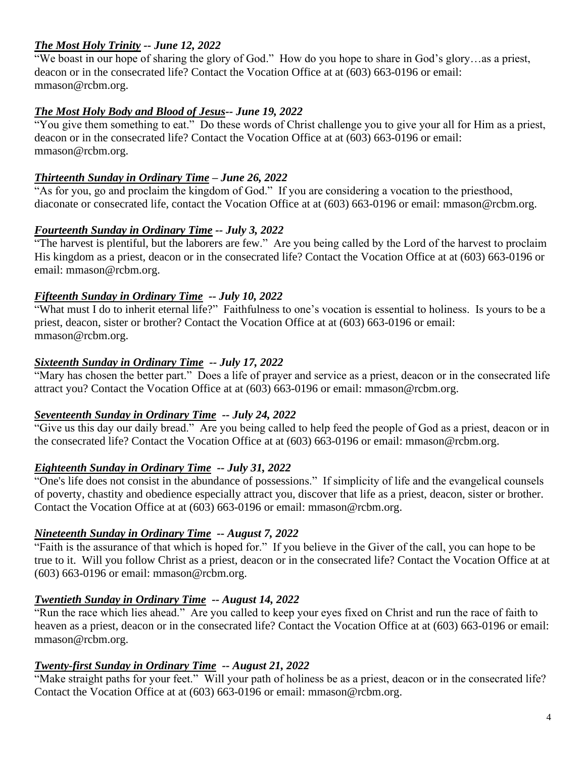***The Most Holy Trinity* -- June 12, 2022**

"We boast in our hope of sharing the glory of God." How do you hope to share in God's glory…as a priest, deacon or in the consecrated life? Contact the Vocation Office at at (603) 663-0196 or email: mmason@rcbm.org.

***The Most Holy Body and Blood of Jesus*-- June 19, 2022**

"You give them something to eat." Do these words of Christ challenge you to give your all for Him as a priest, deacon or in the consecrated life? Contact the Vocation Office at at (603) 663-0196 or email: mmason@rcbm.org.

***Thirteenth Sunday in Ordinary Time* – June 26, 2022**

"As for you, go and proclaim the kingdom of God." If you are considering a vocation to the priesthood, diaconate or consecrated life, contact the Vocation Office at at (603) 663-0196 or email: mmason@rcbm.org.

***Fourteenth Sunday in Ordinary Time* -- July 3, 2022**

"The harvest is plentiful, but the laborers are few." Are you being called by the Lord of the harvest to proclaim His kingdom as a priest, deacon or in the consecrated life? Contact the Vocation Office at at (603) 663-0196 or email: mmason@rcbm.org.

***Fifteenth Sunday in Ordinary Time* -- July 10, 2022**

"What must I do to inherit eternal life?" Faithfulness to one's vocation is essential to holiness. Is yours to be a priest, deacon, sister or brother? Contact the Vocation Office at at (603) 663-0196 or email: mmason@rcbm.org.

***Sixteenth Sunday in Ordinary Time* -- July 17, 2022**

"Mary has chosen the better part." Does a life of prayer and service as a priest, deacon or in the consecrated life attract you? Contact the Vocation Office at at (603) 663-0196 or email: mmason@rcbm.org.

***Seventeenth Sunday in Ordinary Time* -- July 24, 2022**

"Give us this day our daily bread." Are you being called to help feed the people of God as a priest, deacon or in the consecrated life? Contact the Vocation Office at at (603) 663-0196 or email: mmason@rcbm.org.

***Eighteenth Sunday in Ordinary Time* -- July 31, 2022**

"One's life does not consist in the abundance of possessions." If simplicity of life and the evangelical counsels of poverty, chastity and obedience especially attract you, discover that life as a priest, deacon, sister or brother. Contact the Vocation Office at at (603) 663-0196 or email: mmason@rcbm.org.

***Nineteenth Sunday in Ordinary Time* -- August 7, 2022**

"Faith is the assurance of that which is hoped for." If you believe in the Giver of the call, you can hope to be true to it. Will you follow Christ as a priest, deacon or in the consecrated life? Contact the Vocation Office at at (603) 663-0196 or email: mmason@rcbm.org.

***Twentieth Sunday in Ordinary Time* -- August 14, 2022**

"Run the race which lies ahead." Are you called to keep your eyes fixed on Christ and run the race of faith to heaven as a priest, deacon or in the consecrated life? Contact the Vocation Office at at (603) 663-0196 or email: mmason@rcbm.org.

***Twenty-first Sunday in Ordinary Time* -- August 21, 2022**

"Make straight paths for your feet." Will your path of holiness be as a priest, deacon or in the consecrated life? Contact the Vocation Office at at (603) 663-0196 or email: mmason@rcbm.org.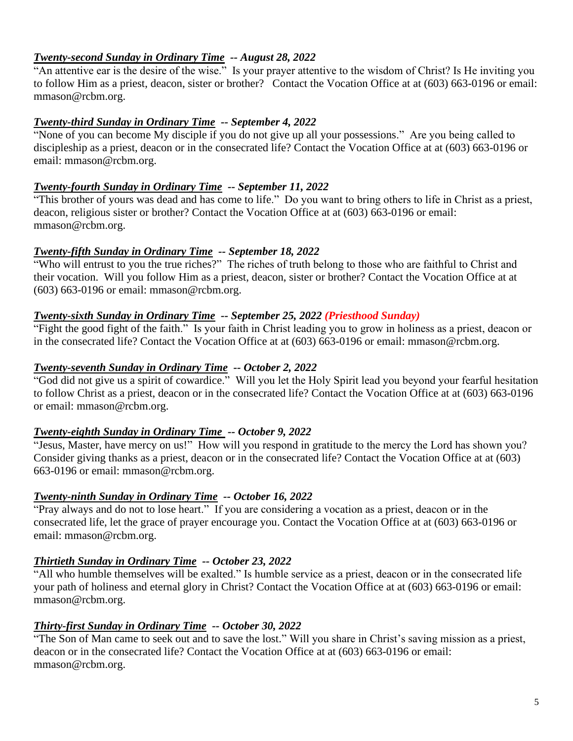***<u>Twenty-second Sunday in Ordinary Time</u>* -- August 28, 2022**

"An attentive ear is the desire of the wise." Is your prayer attentive to the wisdom of Christ? Is He inviting you to follow Him as a priest, deacon, sister or brother? Contact the Vocation Office at at (603) 663-0196 or email: mmason@rcbm.org.

***<u>Twenty-third Sunday in Ordinary Time</u>* -- September 4, 2022**

"None of you can become My disciple if you do not give up all your possessions." Are you being called to discipleship as a priest, deacon or in the consecrated life? Contact the Vocation Office at at (603) 663-0196 or email: mmason@rcbm.org.

***<u>Twenty-fourth Sunday in Ordinary Time</u>* -- September 11, 2022**

"This brother of yours was dead and has come to life." Do you want to bring others to life in Christ as a priest, deacon, religious sister or brother? Contact the Vocation Office at at (603) 663-0196 or email: mmason@rcbm.org.

***<u>Twenty-fifth Sunday in Ordinary Time</u>* -- September 18, 2022**

"Who will entrust to you the true riches?" The riches of truth belong to those who are faithful to Christ and their vocation. Will you follow Him as a priest, deacon, sister or brother? Contact the Vocation Office at at (603) 663-0196 or email: mmason@rcbm.org.

***<u>Twenty-sixth Sunday in Ordinary Time</u>* -- September 25, 2022 (Priesthood Sunday)**

"Fight the good fight of the faith." Is your faith in Christ leading you to grow in holiness as a priest, deacon or in the consecrated life? Contact the Vocation Office at at (603) 663-0196 or email: mmason@rcbm.org.

***<u>Twenty-seventh Sunday in Ordinary Time</u>* -- October 2, 2022**

"God did not give us a spirit of cowardice." Will you let the Holy Spirit lead you beyond your fearful hesitation to follow Christ as a priest, deacon or in the consecrated life? Contact the Vocation Office at at (603) 663-0196 or email: mmason@rcbm.org.

***<u>Twenty-eighth Sunday in Ordinary Time</u>* -- October 9, 2022**

"Jesus, Master, have mercy on us!" How will you respond in gratitude to the mercy the Lord has shown you? Consider giving thanks as a priest, deacon or in the consecrated life? Contact the Vocation Office at at (603) 663-0196 or email: mmason@rcbm.org.

***<u>Twenty-ninth Sunday in Ordinary Time</u>* -- October 16, 2022**

"Pray always and do not to lose heart." If you are considering a vocation as a priest, deacon or in the consecrated life, let the grace of prayer encourage you. Contact the Vocation Office at at (603) 663-0196 or email: mmason@rcbm.org.

***<u>Thirtieth Sunday in Ordinary Time</u>* -- October 23, 2022**

"All who humble themselves will be exalted." Is humble service as a priest, deacon or in the consecrated life your path of holiness and eternal glory in Christ? Contact the Vocation Office at at (603) 663-0196 or email: mmason@rcbm.org.

***<u>Thirty-first Sunday in Ordinary Time</u>* -- October 30, 2022**

"The Son of Man came to seek out and to save the lost." Will you share in Christ's saving mission as a priest, deacon or in the consecrated life? Contact the Vocation Office at at (603) 663-0196 or email: mmason@rcbm.org.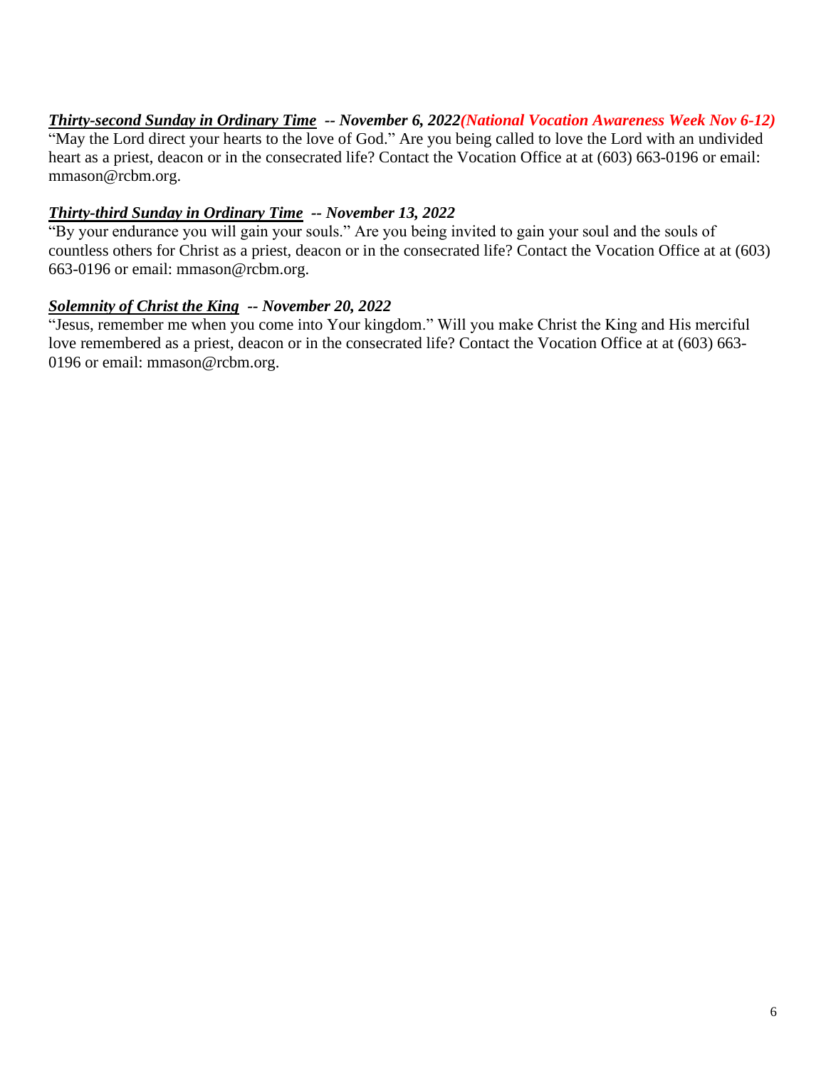***Thirty-second Sunday in Ordinary Time*** ***-- November 6, 2022(National Vocation Awareness Week Nov 6-12)***

"May the Lord direct your hearts to the love of God." Are you being called to love the Lord with an undivided heart as a priest, deacon or in the consecrated life? Contact the Vocation Office at at (603) 663-0196 or email: mmason@rcbm.org.

***Thirty-third Sunday in Ordinary Time*** ***-- November 13, 2022***

"By your endurance you will gain your souls." Are you being invited to gain your soul and the souls of countless others for Christ as a priest, deacon or in the consecrated life? Contact the Vocation Office at at (603) 663-0196 or email: mmason@rcbm.org.

***Solemnity of Christ the King*** ***-- November 20, 2022***

"Jesus, remember me when you come into Your kingdom." Will you make Christ the King and His merciful love remembered as a priest, deacon or in the consecrated life? Contact the Vocation Office at at (603) 663-0196 or email: mmason@rcbm.org.